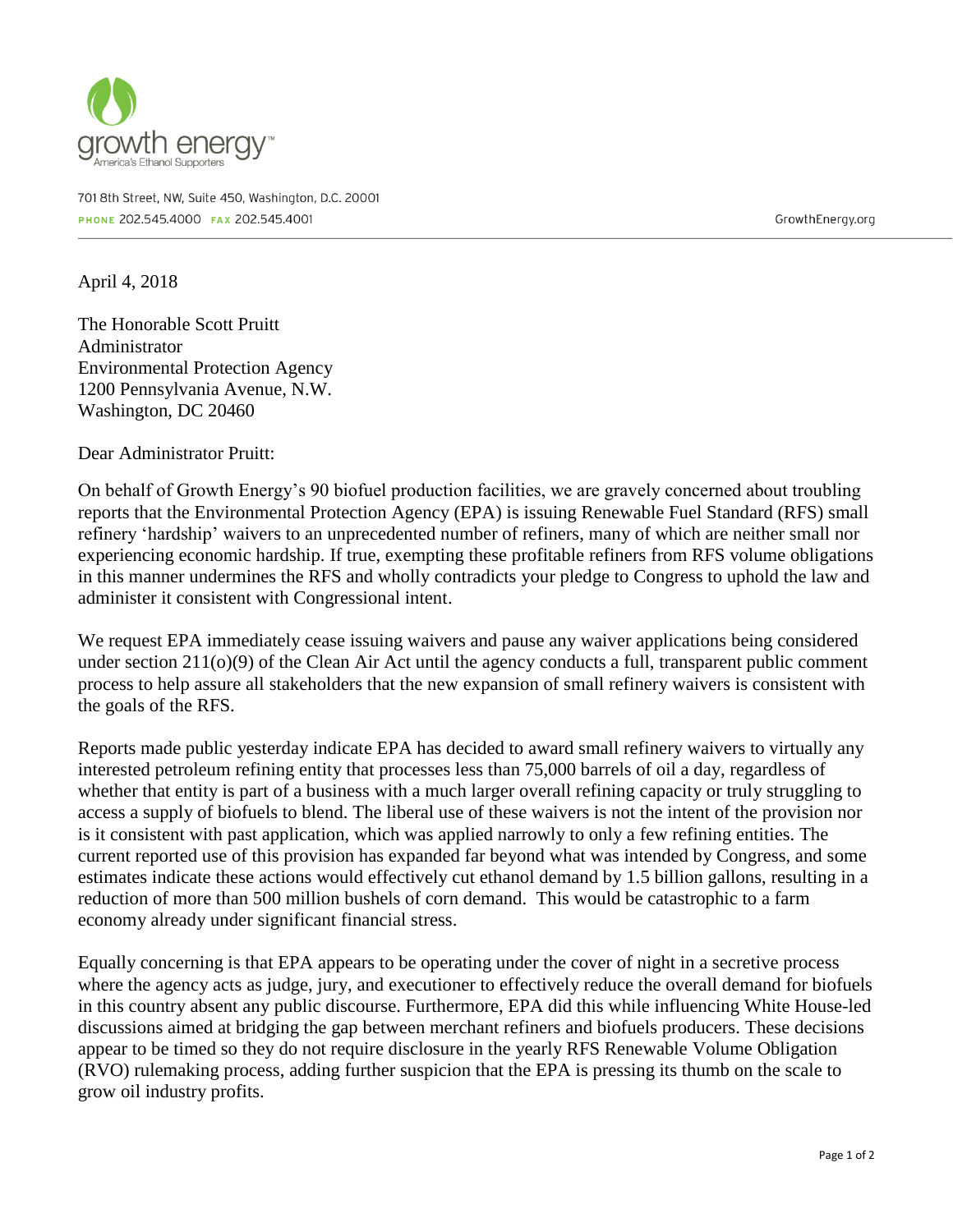growth energy™
America's Ethanol Supporters

701 8th Street, NW, Suite 450, Washington, D.C. 20001
PHONE 202.545.4000 FAX 202.545.4001

GrowthEnergy.org

April 4, 2018

The Honorable Scott Pruitt
Administrator
Environmental Protection Agency
1200 Pennsylvania Avenue, N.W.
Washington, DC 20460

Dear Administrator Pruitt:

On behalf of Growth Energy's 90 biofuel production facilities, we are gravely concerned about troubling reports that the Environmental Protection Agency (EPA) is issuing Renewable Fuel Standard (RFS) small refinery 'hardship' waivers to an unprecedented number of refiners, many of which are neither small nor experiencing economic hardship. If true, exempting these profitable refiners from RFS volume obligations in this manner undermines the RFS and wholly contradicts your pledge to Congress to uphold the law and administer it consistent with Congressional intent.

We request EPA immediately cease issuing waivers and pause any waiver applications being considered under section 211(o)(9) of the Clean Air Act until the agency conducts a full, transparent public comment process to help assure all stakeholders that the new expansion of small refinery waivers is consistent with the goals of the RFS.

Reports made public yesterday indicate EPA has decided to award small refinery waivers to virtually any interested petroleum refining entity that processes less than 75,000 barrels of oil a day, regardless of whether that entity is part of a business with a much larger overall refining capacity or truly struggling to access a supply of biofuels to blend. The liberal use of these waivers is not the intent of the provision nor is it consistent with past application, which was applied narrowly to only a few refining entities. The current reported use of this provision has expanded far beyond what was intended by Congress, and some estimates indicate these actions would effectively cut ethanol demand by 1.5 billion gallons, resulting in a reduction of more than 500 million bushels of corn demand. This would be catastrophic to a farm economy already under significant financial stress.

Equally concerning is that EPA appears to be operating under the cover of night in a secretive process where the agency acts as judge, jury, and executioner to effectively reduce the overall demand for biofuels in this country absent any public discourse. Furthermore, EPA did this while influencing White House-led discussions aimed at bridging the gap between merchant refiners and biofuels producers. These decisions appear to be timed so they do not require disclosure in the yearly RFS Renewable Volume Obligation (RVO) rulemaking process, adding further suspicion that the EPA is pressing its thumb on the scale to grow oil industry profits.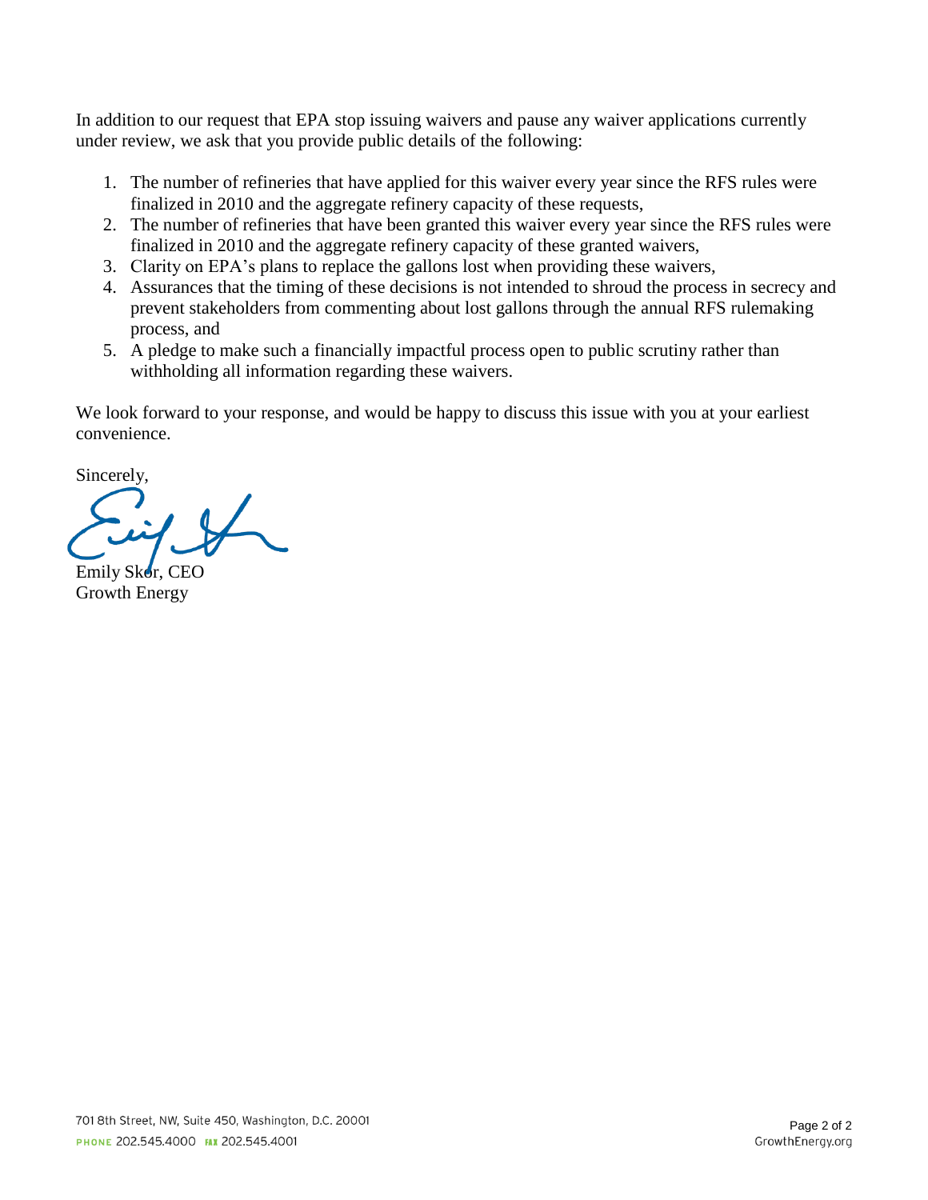In addition to our request that EPA stop issuing waivers and pause any waiver applications currently under review, we ask that you provide public details of the following:

1. The number of refineries that have applied for this waiver every year since the RFS rules were finalized in 2010 and the aggregate refinery capacity of these requests,
2. The number of refineries that have been granted this waiver every year since the RFS rules were finalized in 2010 and the aggregate refinery capacity of these granted waivers,
3. Clarity on EPA's plans to replace the gallons lost when providing these waivers,
4. Assurances that the timing of these decisions is not intended to shroud the process in secrecy and prevent stakeholders from commenting about lost gallons through the annual RFS rulemaking process, and
5. A pledge to make such a financially impactful process open to public scrutiny rather than withholding all information regarding these waivers.

We look forward to your response, and would be happy to discuss this issue with you at your earliest convenience.

Sincerely,

Emily Skor, CEO
Growth Energy

701 8th Street, NW, Suite 450, Washington, D.C. 20001
PHONE 202.545.4000 FAX 202.545.4001
GrowthEnergy.org